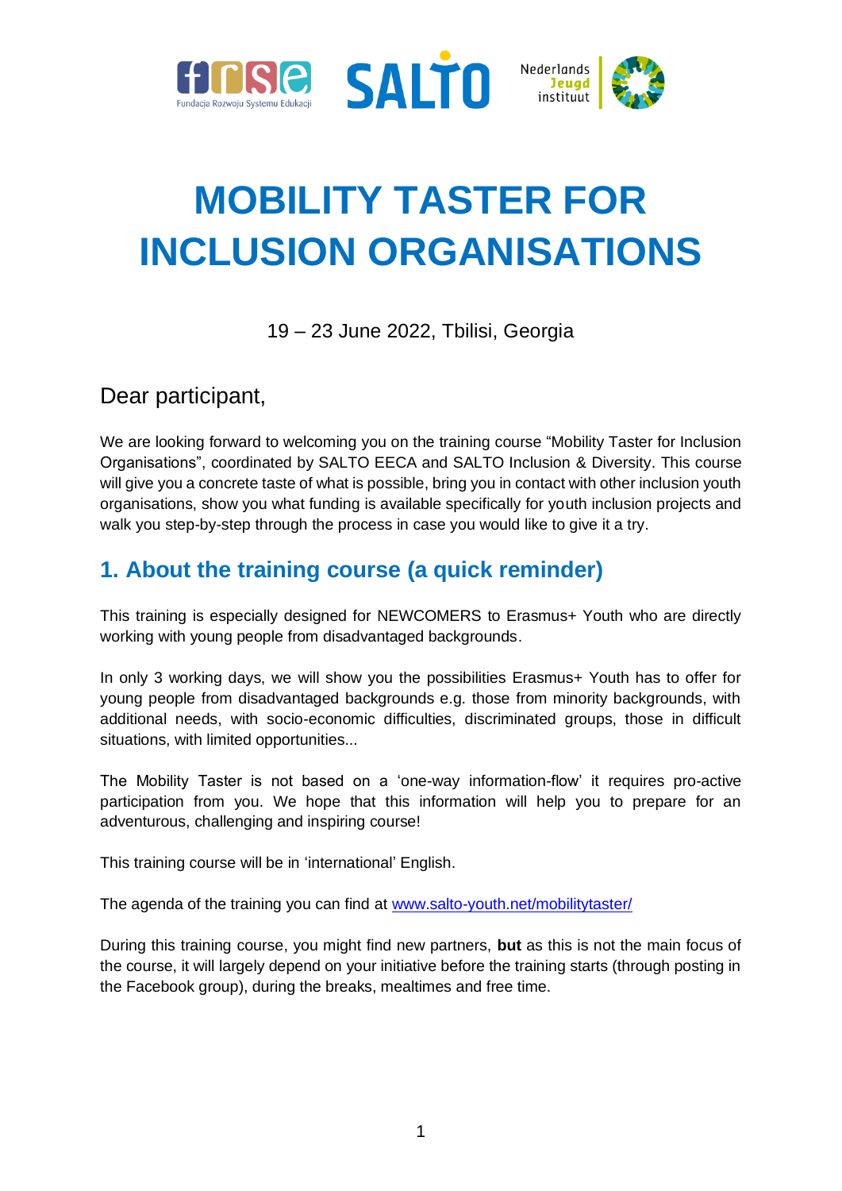# MOBILITY TASTER FOR INCLUSION ORGANISATIONS

19 – 23 June 2022, Tbilisi, Georgia

Dear participant,

We are looking forward to welcoming you on the training course "Mobility Taster for Inclusion Organisations", coordinated by SALTO EECA and SALTO Inclusion & Diversity. This course will give you a concrete taste of what is possible, bring you in contact with other inclusion youth organisations, show you what funding is available specifically for youth inclusion projects and walk you step-by-step through the process in case you would like to give it a try.

## 1. About the training course (a quick reminder)

This training is especially designed for NEWCOMERS to Erasmus+ Youth who are directly working with young people from disadvantaged backgrounds.

In only 3 working days, we will show you the possibilities Erasmus+ Youth has to offer for young people from disadvantaged backgrounds e.g. those from minority backgrounds, with additional needs, with socio-economic difficulties, discriminated groups, those in difficult situations, with limited opportunities...

The Mobility Taster is not based on a 'one-way information-flow' it requires pro-active participation from you. We hope that this information will help you to prepare for an adventurous, challenging and inspiring course!

This training course will be in 'international' English.

The agenda of the training you can find at [www.salto-youth.net/mobilitytaster/](www.salto-youth.net/mobilitytaster/)

During this training course, you might find new partners, **but** as this is not the main focus of the course, it will largely depend on your initiative before the training starts (through posting in the Facebook group), during the breaks, mealtimes and free time.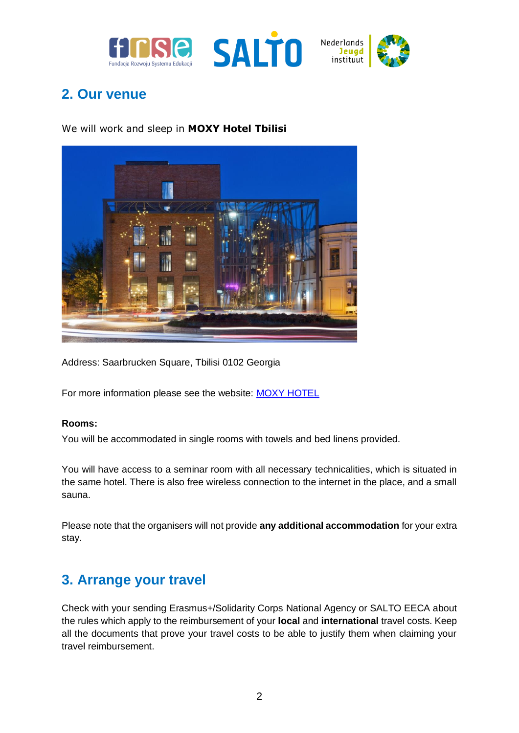## 2. Our venue

We will work and sleep in **MOXY Hotel Tbilisi**

Address: Saarbrucken Square, Tbilisi 0102 Georgia

For more information please see the website: [MOXY HOTEL]()

**Rooms:**

You will be accommodated in single rooms with towels and bed linens provided.

You will have access to a seminar room with all necessary technicalities, which is situated in the same hotel. There is also free wireless connection to the internet in the place, and a small sauna.

Please note that the organisers will not provide **any additional accommodation** for your extra stay.

## 3. Arrange your travel

Check with your sending Erasmus+/Solidarity Corps National Agency or SALTO EECA about the rules which apply to the reimbursement of your **local** and **international** travel costs. Keep all the documents that prove your travel costs to be able to justify them when claiming your travel reimbursement.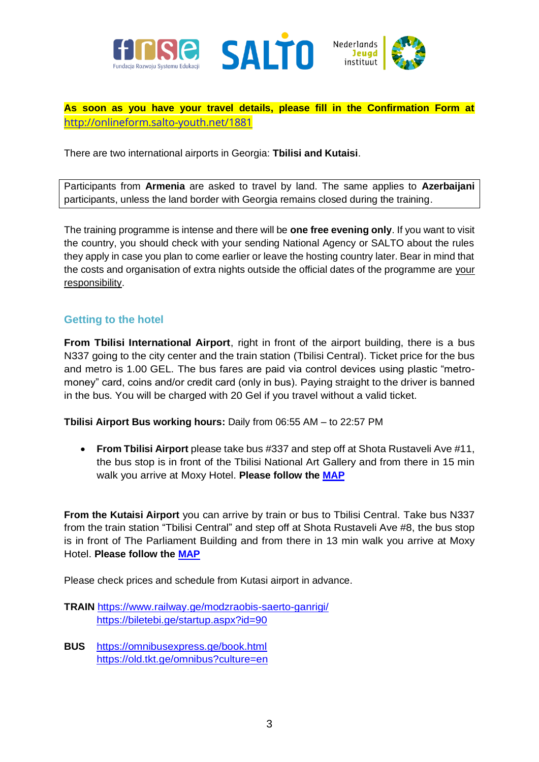**As soon as you have your travel details, please fill in the Confirmation Form at [http://onlineform.salto-youth.net/1881](http://onlineform.salto-youth.net/1881)**

There are two international airports in Georgia: **Tbilisi and Kutaisi**.

Participants from **Armenia** are asked to travel by land. The same applies to **Azerbaijani** participants, unless the land border with Georgia remains closed during the training.

The training programme is intense and there will be **one free evening only**. If you want to visit the country, you should check with your sending National Agency or SALTO about the rules they apply in case you plan to come earlier or leave the hosting country later. Bear in mind that the costs and organisation of extra nights outside the official dates of the programme are your responsibility.

## Getting to the hotel

**From Tbilisi International Airport**, right in front of the airport building, there is a bus N337 going to the city center and the train station (Tbilisi Central). Ticket price for the bus and metro is 1.00 GEL. The bus fares are paid via control devices using plastic "metro-money" card, coins and/or credit card (only in bus). Paying straight to the driver is banned in the bus. You will be charged with 20 Gel if you travel without a valid ticket.

**Tbilisi Airport Bus working hours:** Daily from 06:55 AM – to 22:57 PM

- **From Tbilisi Airport** please take bus #337 and step off at Shota Rustaveli Ave #11, the bus stop is in front of the Tbilisi National Art Gallery and from there in 15 min walk you arrive at Moxy Hotel. **Please follow the MAP**

**From the Kutaisi Airport** you can arrive by train or bus to Tbilisi Central. Take bus N337 from the train station "Tbilisi Central" and step off at Shota Rustaveli Ave #8, the bus stop is in front of The Parliament Building and from there in 13 min walk you arrive at Moxy Hotel. **Please follow the MAP**

Please check prices and schedule from Kutasi airport in advance.

**TRAIN** [https://www.railway.ge/modzraobis-saerto-ganrigi/](https://www.railway.ge/modzraobis-saerto-ganrigi/)
[https://biletebi.ge/startup.aspx?id=90](https://biletebi.ge/startup.aspx?id=90)

**BUS** [https://omnibusexpress.ge/book.html](https://omnibusexpress.ge/book.html)
[https://old.tkt.ge/omnibus?culture=en](https://old.tkt.ge/omnibus?culture=en)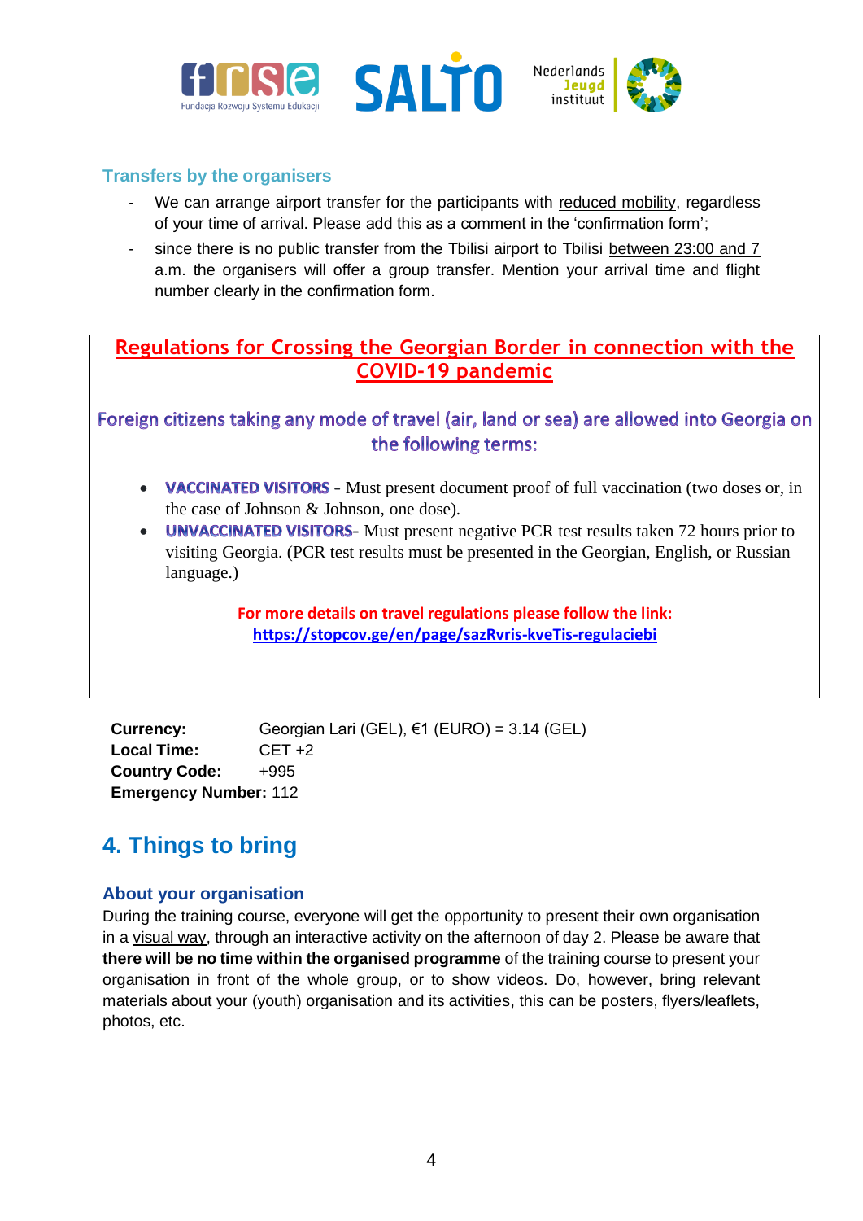### Transfers by the organisers

- We can arrange airport transfer for the participants with reduced mobility, regardless of your time of arrival. Please add this as a comment in the 'confirmation form';
- since there is no public transfer from the Tbilisi airport to Tbilisi between 23:00 and 7 a.m. the organisers will offer a group transfer. Mention your arrival time and flight number clearly in the confirmation form.

**Regulations for Crossing the Georgian Border in connection with the COVID-19 pandemic**

**Foreign citizens taking any mode of travel (air, land or sea) are allowed into Georgia on the following terms:**

- **VACCINATED VISITORS** - Must present document proof of full vaccination (two doses or, in the case of Johnson & Johnson, one dose).
- **UNVACCINATED VISITORS**- Must present negative PCR test results taken 72 hours prior to visiting Georgia. (PCR test results must be presented in the Georgian, English, or Russian language.)

**For more details on travel regulations please follow the link:**
**https://stopcov.ge/en/page/sazRvris-kveTis-regulaciebi**

**Currency:** Georgian Lari (GEL), €1 (EURO) = 3.14 (GEL)
**Local Time:** CET +2
**Country Code:** +995
**Emergency Number:** 112

## 4. Things to bring

### About your organisation

During the training course, everyone will get the opportunity to present their own organisation in a visual way, through an interactive activity on the afternoon of day 2. Please be aware that **there will be no time within the organised programme** of the training course to present your organisation in front of the whole group, or to show videos. Do, however, bring relevant materials about your (youth) organisation and its activities, this can be posters, flyers/leaflets, photos, etc.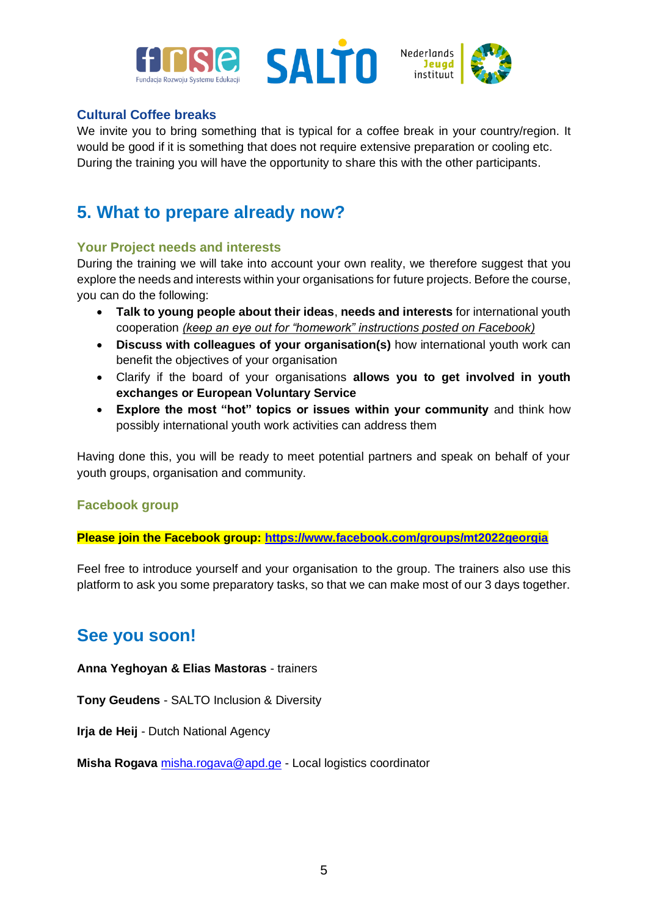### Cultural Coffee breaks

We invite you to bring something that is typical for a coffee break in your country/region. It would be good if it is something that does not require extensive preparation or cooling etc. During the training you will have the opportunity to share this with the other participants.

## 5. What to prepare already now?

### Your Project needs and interests

During the training we will take into account your own reality, we therefore suggest that you explore the needs and interests within your organisations for future projects. Before the course, you can do the following:

- **Talk to young people about their ideas**, **needs and interests** for international youth cooperation *(keep an eye out for "homework" instructions posted on Facebook)*
- **Discuss with colleagues of your organisation(s)** how international youth work can benefit the objectives of your organisation
- Clarify if the board of your organisations **allows you to get involved in youth exchanges or European Voluntary Service**
- **Explore the most "hot" topics or issues within your community** and think how possibly international youth work activities can address them

Having done this, you will be ready to meet potential partners and speak on behalf of your youth groups, organisation and community.

### Facebook group

**Please join the Facebook group: https://www.facebook.com/groups/mt2022georgia**

Feel free to introduce yourself and your organisation to the group. The trainers also use this platform to ask you some preparatory tasks, so that we can make most of our 3 days together.

## See you soon!

**Anna Yeghoyan & Elias Mastoras** - trainers

**Tony Geudens** - SALTO Inclusion & Diversity

**Irja de Heij** - Dutch National Agency

**Misha Rogava** misha.rogava@apd.ge - Local logistics coordinator